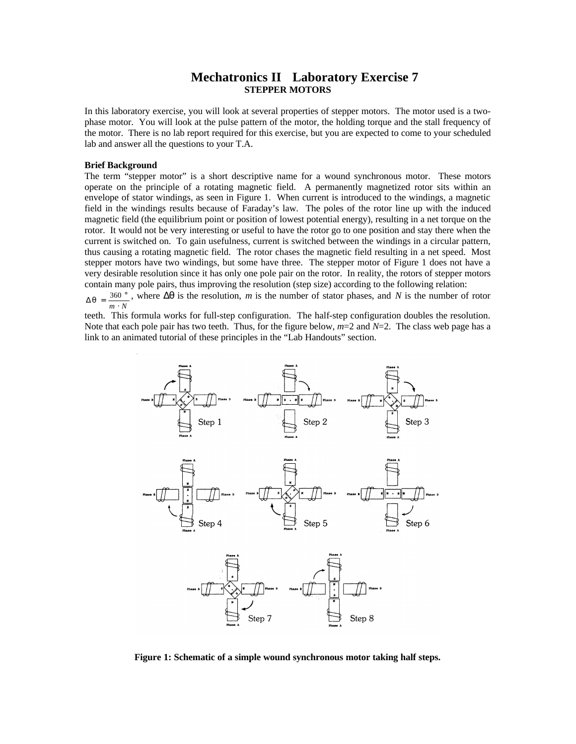# Mechatronics II Laboratory Exercise 7

## STEPPER MOTORS

In this laboratory exercise, you will look at several properties of stepper motors. The motor used is a two-phase motor. You will look at the pulse pattern of the motor, the holding torque and the stall frequency of the motor. There is no lab report required for this exercise, but you are expected to come to your scheduled lab and answer all the questions to your T.A.

**Brief Background**

The term "stepper motor" is a short descriptive name for a wound synchronous motor. These motors operate on the principle of a rotating magnetic field. A permanently magnetized rotor sits within an envelope of stator windings, as seen in Figure 1. When current is introduced to the windings, a magnetic field in the windings results because of Faraday's law. The poles of the rotor line up with the induced magnetic field (the equilibrium point or position of lowest potential energy), resulting in a net torque on the rotor. It would not be very interesting or useful to have the rotor go to one position and stay there when the current is switched on. To gain usefulness, current is switched between the windings in a circular pattern, thus causing a rotating magnetic field. The rotor chases the magnetic field resulting in a net speed. Most stepper motors have two windings, but some have three. The stepper motor of Figure 1 does not have a very desirable resolution since it has only one pole pair on the rotor. In reality, the rotors of stepper motors contain many pole pairs, thus improving the resolution (step size) according to the following relation:

$\Delta\theta = \frac{360°}{m \cdot N}$, where $\Delta\theta$ is the resolution, $m$ is the number of stator phases, and $N$ is the number of rotor teeth. This formula works for full-step configuration. The half-step configuration doubles the resolution. Note that each pole pair has two teeth. Thus, for the figure below, $m$=2 and $N$=2. The class web page has a link to an animated tutorial of these principles in the "Lab Handouts" section.

**Figure 1: Schematic of a simple wound synchronous motor taking half steps.**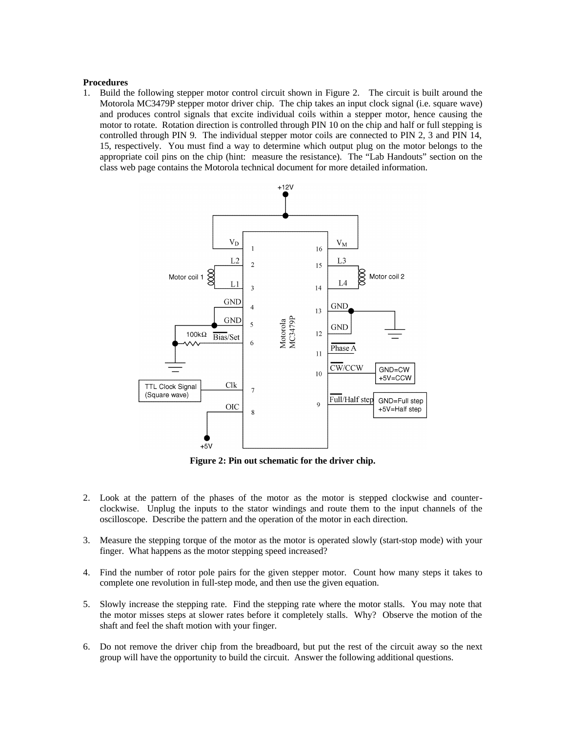**Procedures**

1. Build the following stepper motor control circuit shown in Figure 2. The circuit is built around the Motorola MC3479P stepper motor driver chip. The chip takes an input clock signal (i.e. square wave) and produces control signals that excite individual coils within a stepper motor, hence causing the motor to rotate. Rotation direction is controlled through PIN 10 on the chip and half or full stepping is controlled through PIN 9. The individual stepper motor coils are connected to PIN 2, 3 and PIN 14, 15, respectively. You must find a way to determine which output plug on the motor belongs to the appropriate coil pins on the chip (hint: measure the resistance). The "Lab Handouts" section on the class web page contains the Motorola technical document for more detailed information.

**Figure 2: Pin out schematic for the driver chip.**

2. Look at the pattern of the phases of the motor as the motor is stepped clockwise and counter-clockwise. Unplug the inputs to the stator windings and route them to the input channels of the oscilloscope. Describe the pattern and the operation of the motor in each direction.

3. Measure the stepping torque of the motor as the motor is operated slowly (start-stop mode) with your finger. What happens as the motor stepping speed increased?

4. Find the number of rotor pole pairs for the given stepper motor. Count how many steps it takes to complete one revolution in full-step mode, and then use the given equation.

5. Slowly increase the stepping rate. Find the stepping rate where the motor stalls. You may note that the motor misses steps at slower rates before it completely stalls. Why? Observe the motion of the shaft and feel the shaft motion with your finger.

6. Do not remove the driver chip from the breadboard, but put the rest of the circuit away so the next group will have the opportunity to build the circuit. Answer the following additional questions.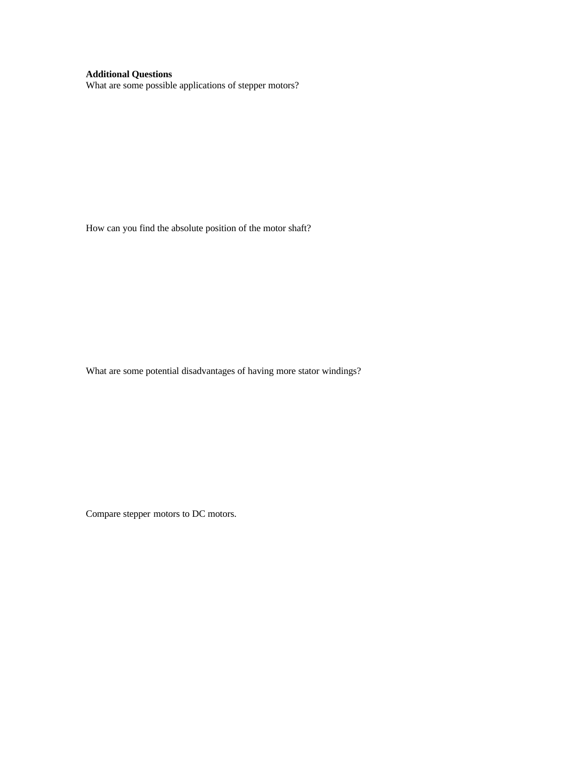**Additional Questions**

What are some possible applications of stepper motors?

How can you find the absolute position of the motor shaft?

What are some potential disadvantages of having more stator windings?

Compare stepper motors to DC motors.